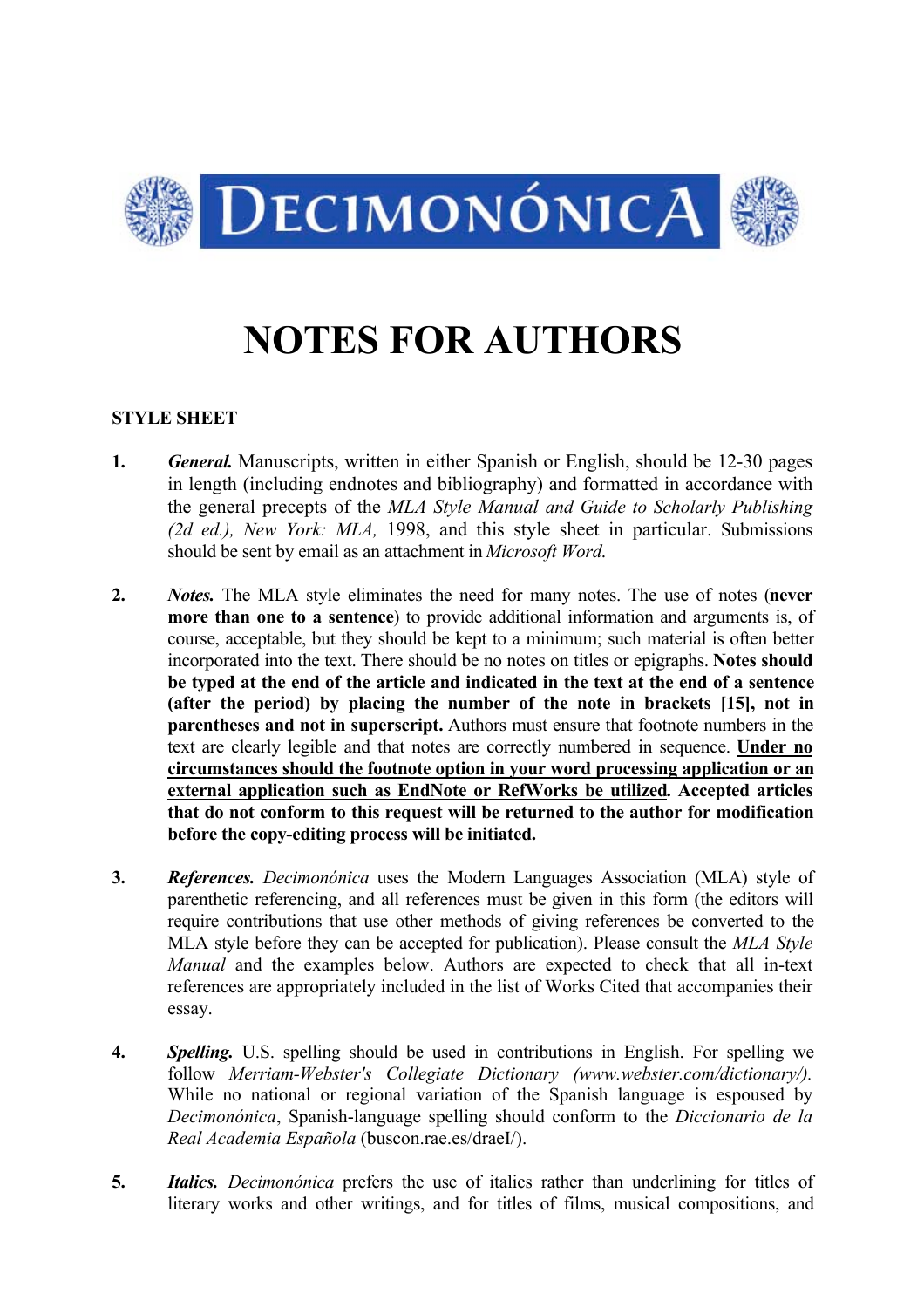# DECIMONÓNICA

# NOTES FOR AUTHORS

## STYLE SHEET

1. ***General.*** Manuscripts, written in either Spanish or English, should be 12-30 pages in length (including endnotes and bibliography) and formatted in accordance with the general precepts of the *MLA Style Manual and Guide to Scholarly Publishing (2d ed.), New York: MLA,* 1998, and this style sheet in particular. Submissions should be sent by email as an attachment in *Microsoft Word.*

2. ***Notes.*** The MLA style eliminates the need for many notes. The use of notes (**never more than one to a sentence**) to provide additional information and arguments is, of course, acceptable, but they should be kept to a minimum; such material is often better incorporated into the text. There should be no notes on titles or epigraphs. **Notes should be typed at the end of the article and indicated in the text at the end of a sentence (after the period) by placing the number of the note in brackets [15], not in parentheses and not in superscript.** Authors must ensure that footnote numbers in the text are clearly legible and that notes are correctly numbered in sequence. <u>**Under no circumstances should the footnote option in your word processing application or an external application such as EndNote or RefWorks be utilized**</u>**. Accepted articles that do not conform to this request will be returned to the author for modification before the copy-editing process will be initiated.**

3. ***References.*** *Decimonónica* uses the Modern Languages Association (MLA) style of parenthetic referencing, and all references must be given in this form (the editors will require contributions that use other methods of giving references be converted to the MLA style before they can be accepted for publication). Please consult the *MLA Style Manual* and the examples below. Authors are expected to check that all in-text references are appropriately included in the list of Works Cited that accompanies their essay.

4. ***Spelling.*** U.S. spelling should be used in contributions in English. For spelling we follow *Merriam-Webster's Collegiate Dictionary (www.webster.com/dictionary/).* While no national or regional variation of the Spanish language is espoused by *Decimonónica*, Spanish-language spelling should conform to the *Diccionario de la Real Academia Española* (buscon.rae.es/draeI/).

5. ***Italics.*** *Decimonónica* prefers the use of italics rather than underlining for titles of literary works and other writings, and for titles of films, musical compositions, and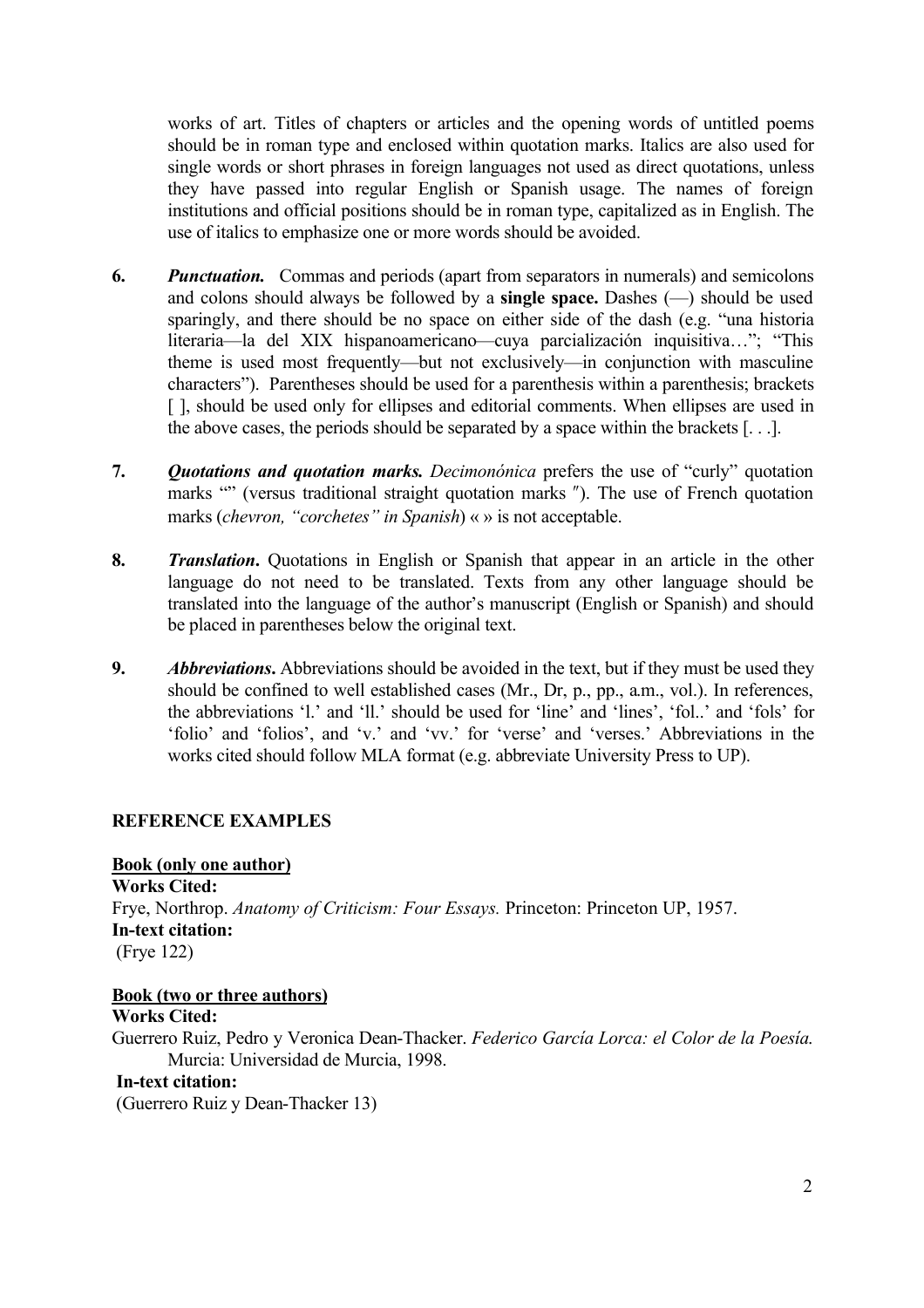works of art. Titles of chapters or articles and the opening words of untitled poems should be in roman type and enclosed within quotation marks. Italics are also used for single words or short phrases in foreign languages not used as direct quotations, unless they have passed into regular English or Spanish usage. The names of foreign institutions and official positions should be in roman type, capitalized as in English. The use of italics to emphasize one or more words should be avoided.

6. ***Punctuation.*** Commas and periods (apart from separators in numerals) and semicolons and colons should always be followed by a **single space.** Dashes (—) should be used sparingly, and there should be no space on either side of the dash (e.g. "una historia literaria—la del XIX hispanoamericano—cuya parcialización inquisitiva…"; "This theme is used most frequently—but not exclusively—in conjunction with masculine characters"). Parentheses should be used for a parenthesis within a parenthesis; brackets [ ], should be used only for ellipses and editorial comments. When ellipses are used in the above cases, the periods should be separated by a space within the brackets [. . .].

7. ***Quotations and quotation marks.*** *Decimonónica* prefers the use of "curly" quotation marks "" (versus traditional straight quotation marks ″). The use of French quotation marks (*chevron, "corchetes" in Spanish*) « » is not acceptable.

8. ***Translation*.** Quotations in English or Spanish that appear in an article in the other language do not need to be translated. Texts from any other language should be translated into the language of the author's manuscript (English or Spanish) and should be placed in parentheses below the original text.

9. ***Abbreviations*.** Abbreviations should be avoided in the text, but if they must be used they should be confined to well established cases (Mr., Dr, p., pp., a.m., vol.). In references, the abbreviations 'l.' and 'll.' should be used for 'line' and 'lines', 'fol..' and 'fols' for 'folio' and 'folios', and 'v.' and 'vv.' for 'verse' and 'verses.' Abbreviations in the works cited should follow MLA format (e.g. abbreviate University Press to UP).

**REFERENCE EXAMPLES**

**Book (only one author)**

**Works Cited:**

Frye, Northrop. *Anatomy of Criticism: Four Essays.* Princeton: Princeton UP, 1957.

**In-text citation:**

(Frye 122)

**Book (two or three authors)**

**Works Cited:**

Guerrero Ruiz, Pedro y Veronica Dean-Thacker. *Federico García Lorca: el Color de la Poesía.* Murcia: Universidad de Murcia, 1998.

**In-text citation:**

(Guerrero Ruiz y Dean-Thacker 13)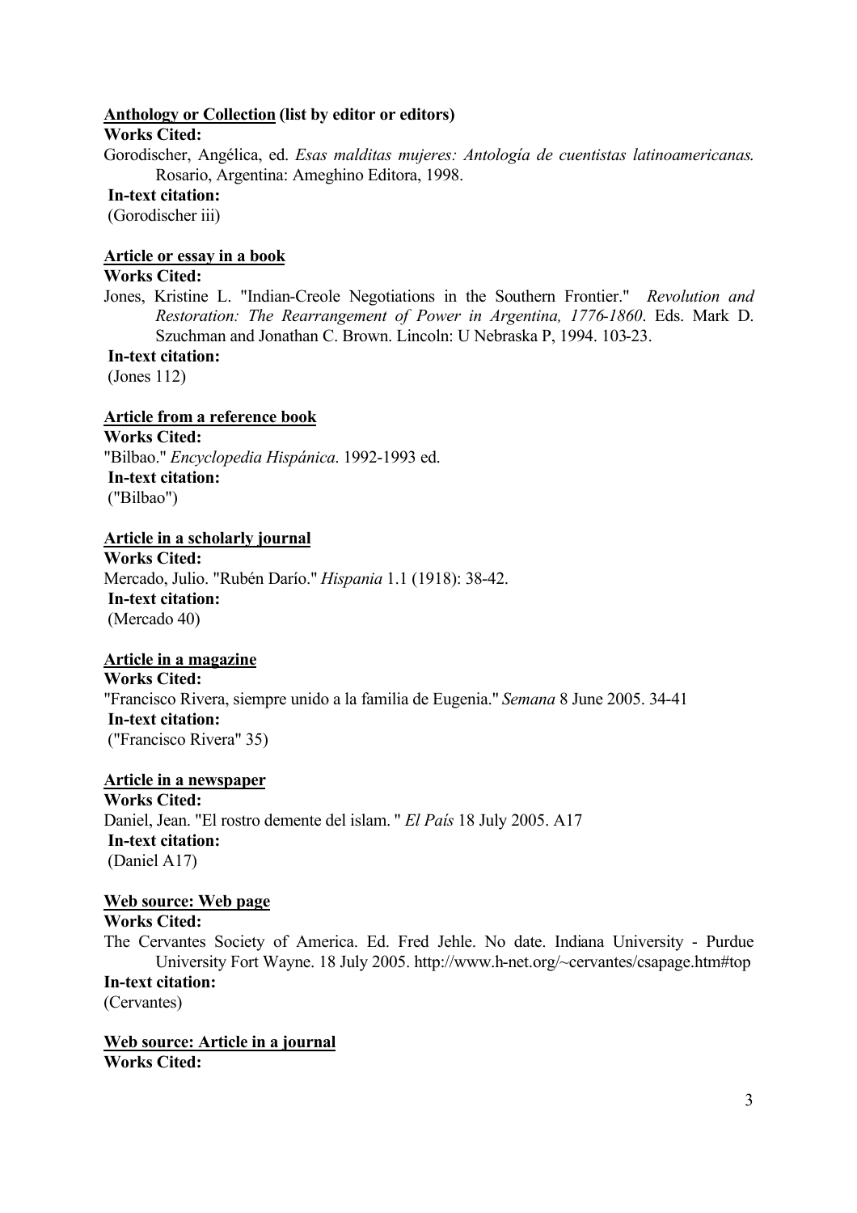**<u>Anthology or Collection</u> (list by editor or editors)**

**Works Cited:**

Gorodischer, Angélica, ed. *Esas malditas mujeres: Antología de cuentistas latinoamericanas.* Rosario, Argentina: Ameghino Editora, 1998.

**In-text citation:**

(Gorodischer iii)

**<u>Article or essay in a book</u>**

**Works Cited:**

Jones, Kristine L. "Indian-Creole Negotiations in the Southern Frontier." *Revolution and Restoration: The Rearrangement of Power in Argentina, 1776-1860*. Eds. Mark D. Szuchman and Jonathan C. Brown. Lincoln: U Nebraska P, 1994. 103-23.

**In-text citation:**

(Jones 112)

**<u>Article from a reference book</u>**

**Works Cited:**

"Bilbao." *Encyclopedia Hispánica*. 1992-1993 ed.

**In-text citation:**

("Bilbao")

**<u>Article in a scholarly journal</u>**

**Works Cited:**

Mercado, Julio. "Rubén Darío." *Hispania* 1.1 (1918): 38-42.

**In-text citation:**

(Mercado 40)

**<u>Article in a magazine</u>**

**Works Cited:**

"Francisco Rivera, siempre unido a la familia de Eugenia." *Semana* 8 June 2005. 34-41

**In-text citation:**

("Francisco Rivera" 35)

**<u>Article in a newspaper</u>**

**Works Cited:**

Daniel, Jean. "El rostro demente del islam. " *El País* 18 July 2005. A17

**In-text citation:**

(Daniel A17)

**<u>Web source: Web page</u>**

**Works Cited:**

The Cervantes Society of America. Ed. Fred Jehle. No date. Indiana University - Purdue University Fort Wayne. 18 July 2005. http://www.h-net.org/~cervantes/csapage.htm#top

**In-text citation:**

(Cervantes)

**<u>Web source: Article in a journal</u>**

**Works Cited:**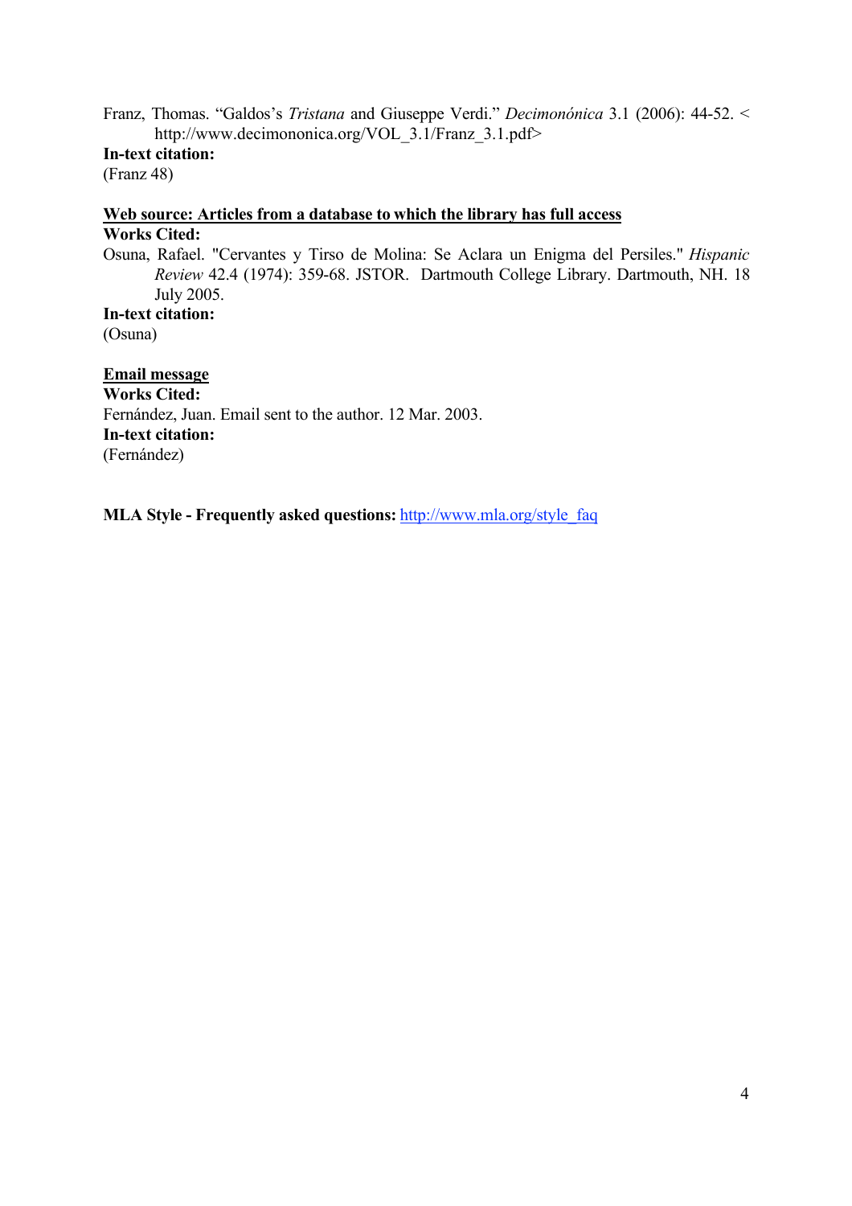Franz, Thomas. "Galdos's *Tristana* and Giuseppe Verdi." *Decimonónica* 3.1 (2006): 44-52. < http://www.decimononica.org/VOL_3.1/Franz_3.1.pdf>

**In-text citation:**

(Franz 48)

**<u>Web source: Articles from a database to which the library has full access</u>**

**Works Cited:**

Osuna, Rafael. "Cervantes y Tirso de Molina: Se Aclara un Enigma del Persiles." *Hispanic Review* 42.4 (1974): 359-68. JSTOR. Dartmouth College Library. Dartmouth, NH. 18 July 2005.

**In-text citation:**

(Osuna)

**<u>Email message</u>**

**Works Cited:**

Fernández, Juan. Email sent to the author. 12 Mar. 2003.

**In-text citation:**

(Fernández)

**MLA Style - Frequently asked questions:** [http://www.mla.org/style_faq](http://www.mla.org/style_faq)